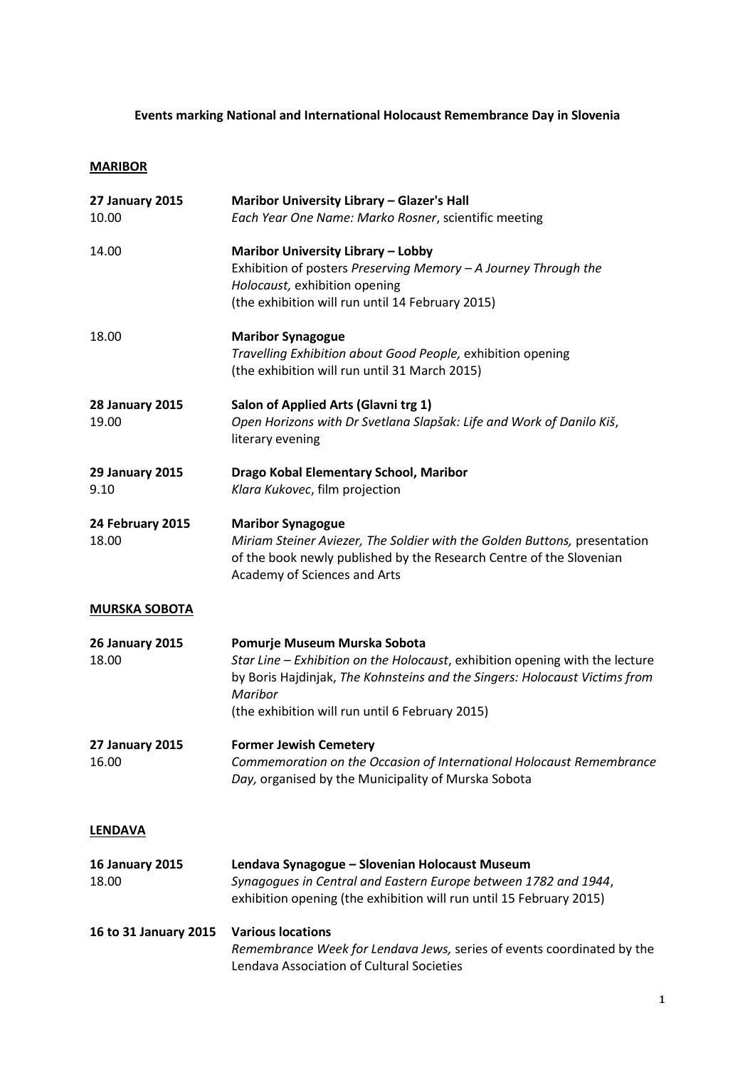**Events marking National and International Holocaust Remembrance Day in Slovenia**

**MARIBOR**

**27 January 2015**
10.00
**Maribor University Library – Glazer's Hall**
*Each Year One Name: Marko Rosner*, scientific meeting

14.00
**Maribor University Library – Lobby**
Exhibition of posters *Preserving Memory – A Journey Through the Holocaust,* exhibition opening
(the exhibition will run until 14 February 2015)

18.00
**Maribor Synagogue**
*Travelling Exhibition about Good People,* exhibition opening
(the exhibition will run until 31 March 2015)

**28 January 2015**
19.00
**Salon of Applied Arts (Glavni trg 1)**
*Open Horizons with Dr Svetlana Slapšak: Life and Work of Danilo Kiš*, literary evening

**29 January 2015**
9.10
**Drago Kobal Elementary School, Maribor**
*Klara Kukovec*, film projection

**24 February 2015**
18.00
**Maribor Synagogue**
*Miriam Steiner Aviezer, The Soldier with the Golden Buttons,* presentation of the book newly published by the Research Centre of the Slovenian Academy of Sciences and Arts

**MURSKA SOBOTA**

**26 January 2015**
18.00
**Pomurje Museum Murska Sobota**
*Star Line – Exhibition on the Holocaust*, exhibition opening with the lecture by Boris Hajdinjak, *The Kohnsteins and the Singers: Holocaust Victims from Maribor*
(the exhibition will run until 6 February 2015)

**27 January 2015**
16.00
**Former Jewish Cemetery**
*Commemoration on the Occasion of International Holocaust Remembrance Day,* organised by the Municipality of Murska Sobota

**LENDAVA**

**16 January 2015**
18.00
**Lendava Synagogue – Slovenian Holocaust Museum**
*Synagogues in Central and Eastern Europe between 1782 and 1944*, exhibition opening (the exhibition will run until 15 February 2015)

**16 to 31 January 2015**
**Various locations**
*Remembrance Week for Lendava Jews,* series of events coordinated by the Lendava Association of Cultural Societies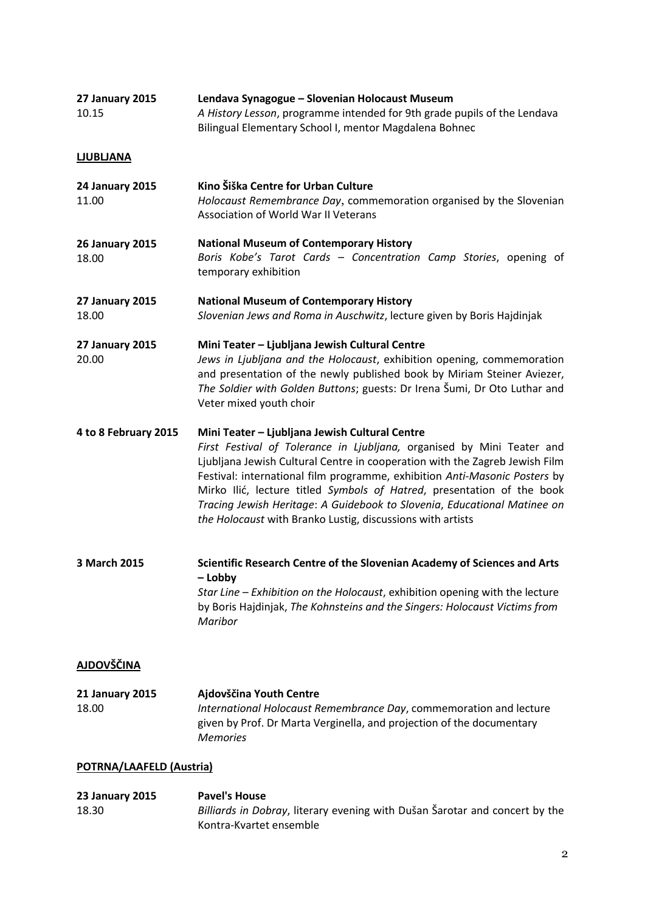**27 January 2015**
10.15

**Lendava Synagogue – Slovenian Holocaust Museum**
*A History Lesson*, programme intended for 9th grade pupils of the Lendava Bilingual Elementary School I, mentor Magdalena Bohnec

## LJUBLJANA

**24 January 2015**
11.00

**Kino Šiška Centre for Urban Culture**
*Holocaust Remembrance Day*, commemoration organised by the Slovenian Association of World War II Veterans

**26 January 2015**
18.00

**National Museum of Contemporary History**
*Boris Kobe's Tarot Cards – Concentration Camp Stories*, opening of temporary exhibition

**27 January 2015**
18.00

**National Museum of Contemporary History**
*Slovenian Jews and Roma in Auschwitz*, lecture given by Boris Hajdinjak

**27 January 2015**
20.00

**Mini Teater – Ljubljana Jewish Cultural Centre**
*Jews in Ljubljana and the Holocaust*, exhibition opening, commemoration and presentation of the newly published book by Miriam Steiner Aviezer, *The Soldier with Golden Buttons*; guests: Dr Irena Šumi, Dr Oto Luthar and Veter mixed youth choir

**4 to 8 February 2015**

**Mini Teater – Ljubljana Jewish Cultural Centre**
*First Festival of Tolerance in Ljubljana,* organised by Mini Teater and Ljubljana Jewish Cultural Centre in cooperation with the Zagreb Jewish Film Festival: international film programme, exhibition *Anti-Masonic Posters* by Mirko Ilić, lecture titled *Symbols of Hatred*, presentation of the book *Tracing Jewish Heritage*: *A Guidebook to Slovenia*, *Educational Matinee on the Holocaust* with Branko Lustig, discussions with artists

**3 March 2015**

**Scientific Research Centre of the Slovenian Academy of Sciences and Arts – Lobby**
*Star Line – Exhibition on the Holocaust*, exhibition opening with the lecture by Boris Hajdinjak, *The Kohnsteins and the Singers: Holocaust Victims from Maribor*

## AJDOVŠČINA

**21 January 2015**
18.00

**Ajdovščina Youth Centre**
*International Holocaust Remembrance Day*, commemoration and lecture given by Prof. Dr Marta Verginella, and projection of the documentary *Memories*

## POTRNA/LAAFELD (Austria)

**23 January 2015**
18.30

**Pavel's House**
*Billiards in Dobray*, literary evening with Dušan Šarotar and concert by the Kontra-Kvartet ensemble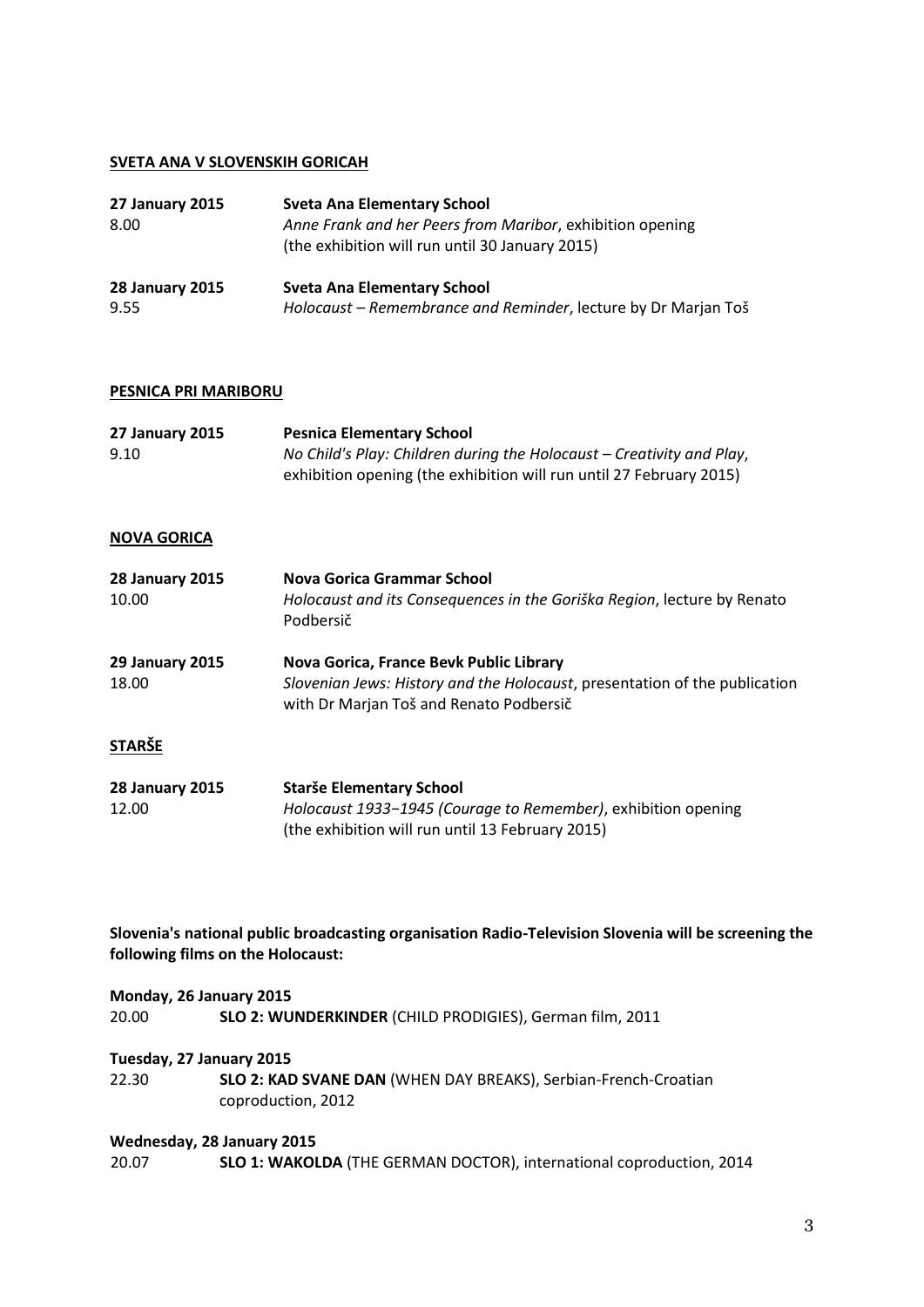**<u>SVETA ANA V SLOVENSKIH GORICAH</u>**

**27 January 2015** 
8.00

**Sveta Ana Elementary School** 
*Anne Frank and her Peers from Maribor*, exhibition opening 
(the exhibition will run until 30 January 2015)

**28 January 2015** 
9.55

**Sveta Ana Elementary School** 
*Holocaust – Remembrance and Reminder*, lecture by Dr Marjan Toš

**<u>PESNICA PRI MARIBORU</u>**

**27 January 2015** 
9.10

**Pesnica Elementary School** 
*No Child's Play: Children during the Holocaust – Creativity and Play*, exhibition opening (the exhibition will run until 27 February 2015)

**<u>NOVA GORICA</u>**

**28 January 2015** 
10.00

**Nova Gorica Grammar School** 
*Holocaust and its Consequences in the Goriška Region*, lecture by Renato Podbersič

**29 January 2015** 
18.00

**Nova Gorica, France Bevk Public Library** 
*Slovenian Jews: History and the Holocaust*, presentation of the publication with Dr Marjan Toš and Renato Podbersič

**<u>STARŠE</u>**

**28 January 2015** 
12.00

**Starše Elementary School** 
*Holocaust 1933−1945 (Courage to Remember)*, exhibition opening 
(the exhibition will run until 13 February 2015)

**Slovenia's national public broadcasting organisation Radio-Television Slovenia will be screening the following films on the Holocaust:**

**Monday, 26 January 2015** 
20.00 **SLO 2: WUNDERKINDER** (CHILD PRODIGIES), German film, 2011

**Tuesday, 27 January 2015** 
22.30 **SLO 2: KAD SVANE DAN** (WHEN DAY BREAKS), Serbian-French-Croatian coproduction, 2012

**Wednesday, 28 January 2015** 
20.07 **SLO 1: WAKOLDA** (THE GERMAN DOCTOR), international coproduction, 2014